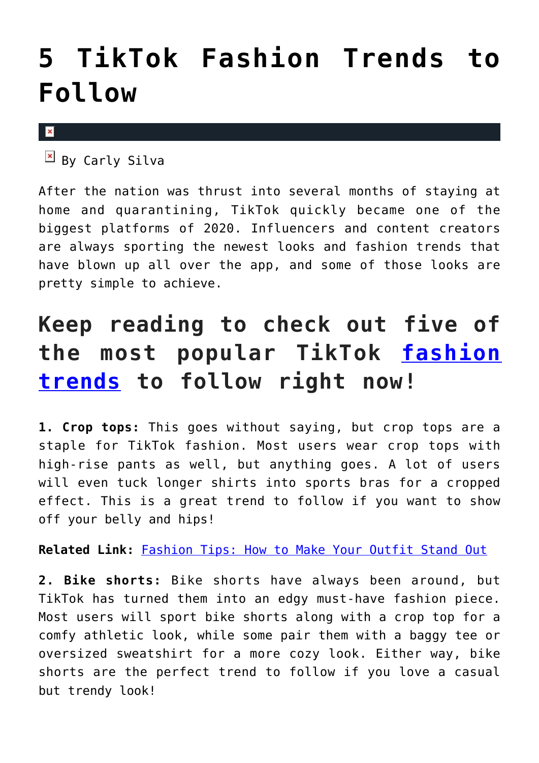# 5 TikTok Fashion Trends to Follow

By Carly Silva

After the nation was thrust into several months of staying at home and quarantining, TikTok quickly became one of the biggest platforms of 2020. Influencers and content creators are always sporting the newest looks and fashion trends that have blown up all over the app, and some of those looks are pretty simple to achieve.

## Keep reading to check out five of the most popular TikTok fashion trends to follow right now!

**1. Crop tops:** This goes without saying, but crop tops are a staple for TikTok fashion. Most users wear crop tops with high-rise pants as well, but anything goes. A lot of users will even tuck longer shirts into sports bras for a cropped effect. This is a great trend to follow if you want to show off your belly and hips!

**Related Link:** Fashion Tips: How to Make Your Outfit Stand Out

**2. Bike shorts:** Bike shorts have always been around, but TikTok has turned them into an edgy must-have fashion piece. Most users will sport bike shorts along with a crop top for a comfy athletic look, while some pair them with a baggy tee or oversized sweatshirt for a more cozy look. Either way, bike shorts are the perfect trend to follow if you love a casual but trendy look!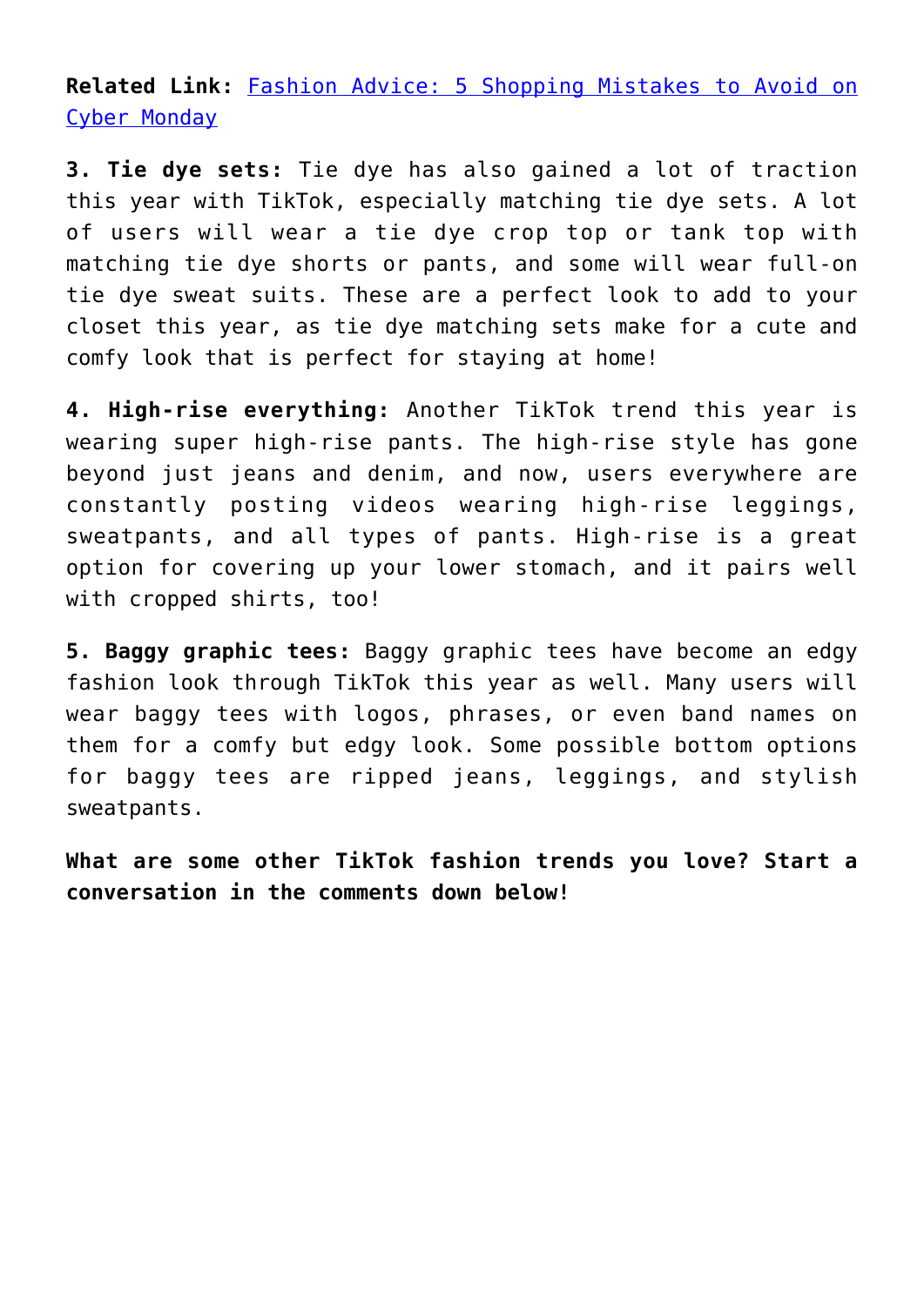**Related Link:** Fashion Advice: 5 Shopping Mistakes to Avoid on Cyber Monday

**3. Tie dye sets:** Tie dye has also gained a lot of traction this year with TikTok, especially matching tie dye sets. A lot of users will wear a tie dye crop top or tank top with matching tie dye shorts or pants, and some will wear full-on tie dye sweat suits. These are a perfect look to add to your closet this year, as tie dye matching sets make for a cute and comfy look that is perfect for staying at home!

**4. High-rise everything:** Another TikTok trend this year is wearing super high-rise pants. The high-rise style has gone beyond just jeans and denim, and now, users everywhere are constantly posting videos wearing high-rise leggings, sweatpants, and all types of pants. High-rise is a great option for covering up your lower stomach, and it pairs well with cropped shirts, too!

**5. Baggy graphic tees:** Baggy graphic tees have become an edgy fashion look through TikTok this year as well. Many users will wear baggy tees with logos, phrases, or even band names on them for a comfy but edgy look. Some possible bottom options for baggy tees are ripped jeans, leggings, and stylish sweatpants.

**What are some other TikTok fashion trends you love? Start a conversation in the comments down below!**